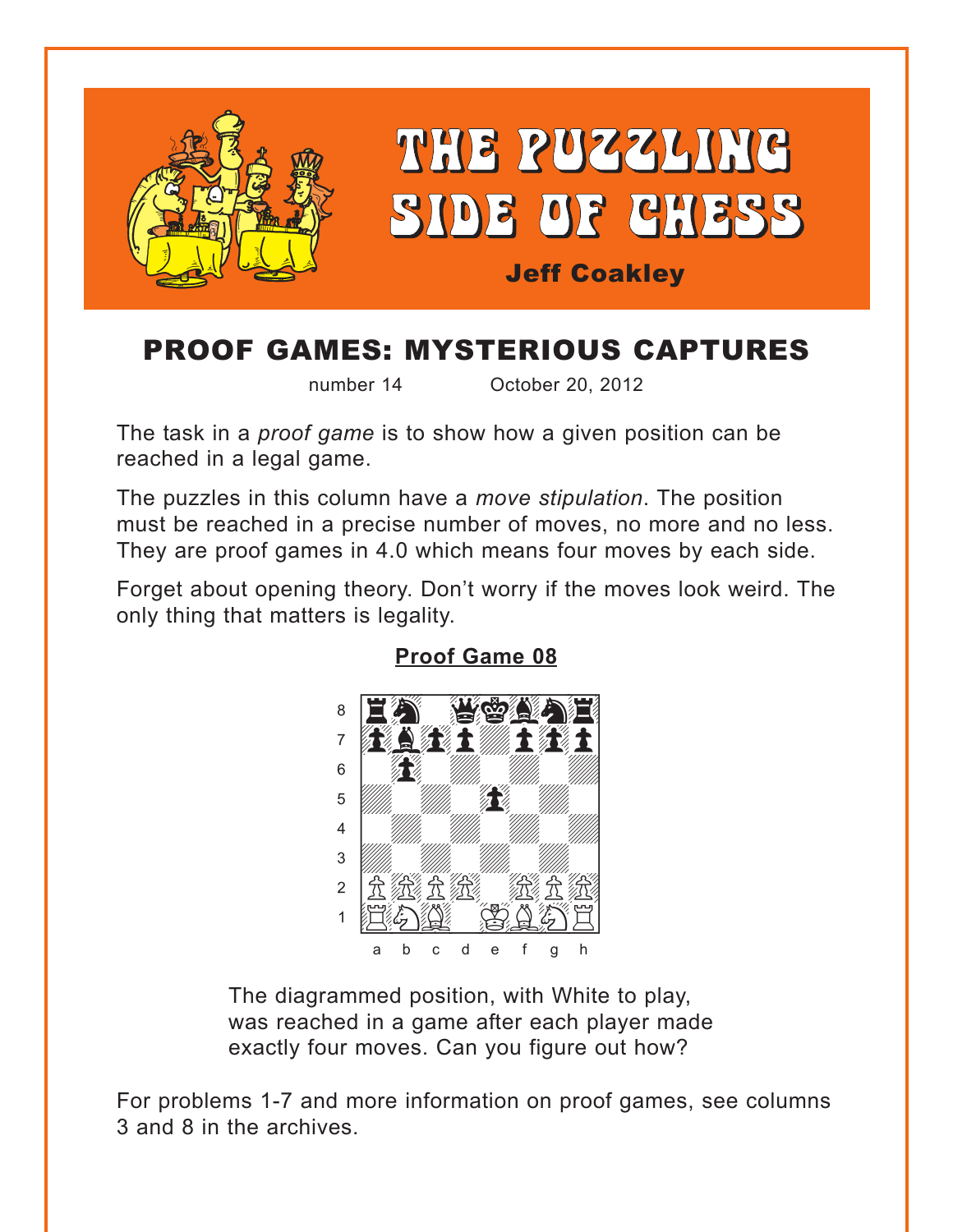# THE PUZZLING SIDE OF CHESS

**Jeff Coakley**

## PROOF GAMES: MYSTERIOUS CAPTURES

number 14 October 20, 2012

The task in a *proof game* is to show how a given position can be reached in a legal game.

The puzzles in this column have a *move stipulation*. The position must be reached in a precise number of moves, no more and no less. They are proof games in 4.0 which means four moves by each side.

Forget about opening theory. Don't worry if the moves look weird. The only thing that matters is legality.

### Proof Game 08

The diagrammed position, with White to play, was reached in a game after each player made exactly four moves. Can you figure out how?

For problems 1-7 and more information on proof games, see columns 3 and 8 in the archives.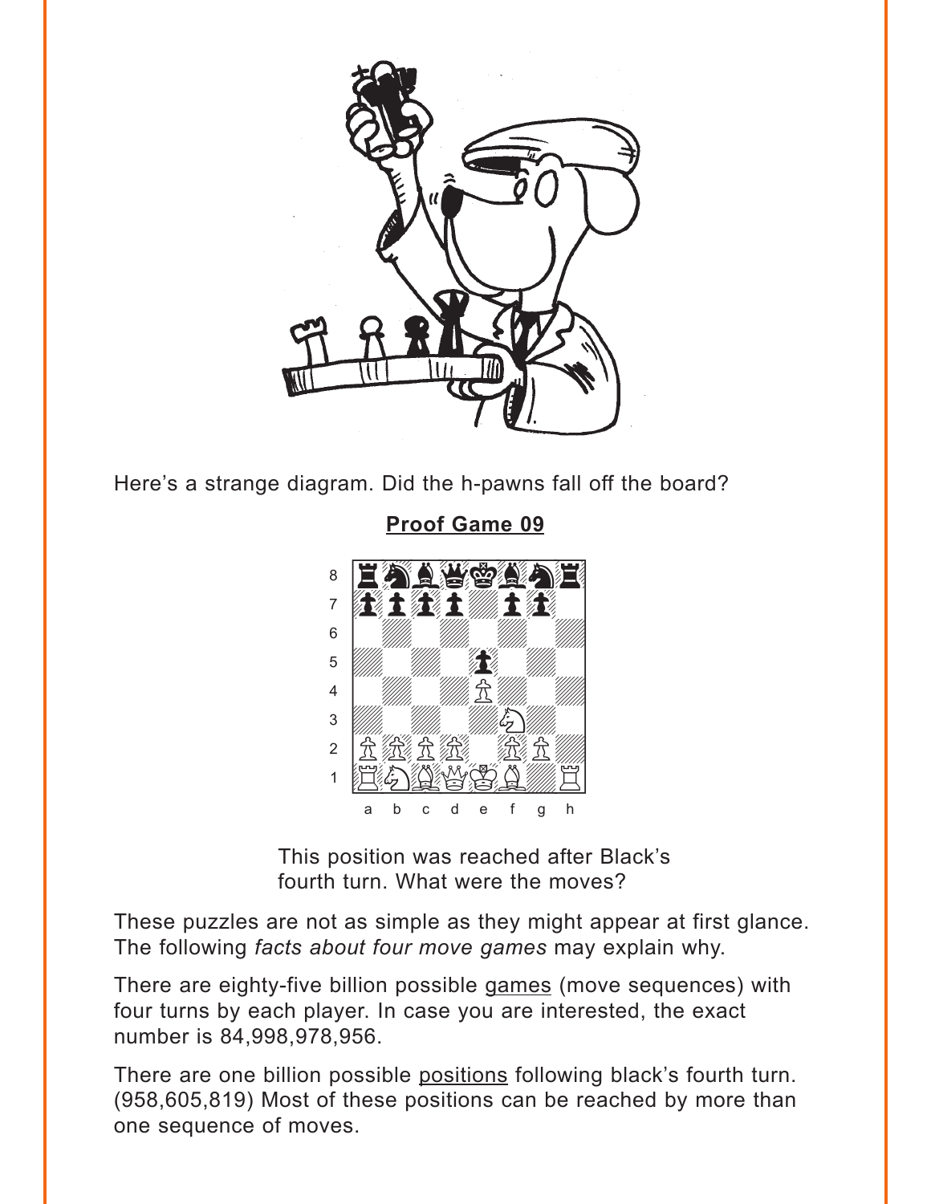Here's a strange diagram. Did the h-pawns fall off the board?

**Proof Game 09**

This position was reached after Black's fourth turn. What were the moves?

These puzzles are not as simple as they might appear at first glance. The following *facts about four move games* may explain why.

There are eighty-five billion possible games (move sequences) with four turns by each player. In case you are interested, the exact number is 84,998,978,956.

There are one billion possible positions following black's fourth turn. (958,605,819) Most of these positions can be reached by more than one sequence of moves.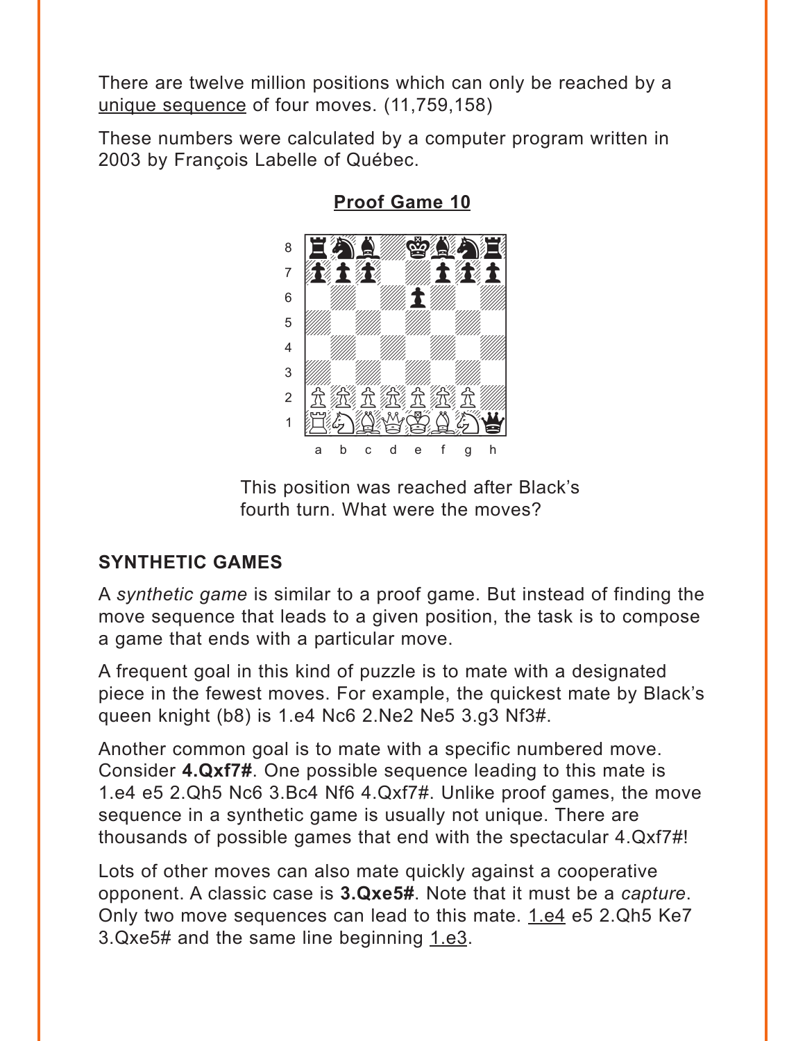There are twelve million positions which can only be reached by a unique sequence of four moves. (11,759,158)

These numbers were calculated by a computer program written in 2003 by François Labelle of Québec.

## Proof Game 10

This position was reached after Black's fourth turn. What were the moves?

### SYNTHETIC GAMES

A *synthetic game* is similar to a proof game. But instead of finding the move sequence that leads to a given position, the task is to compose a game that ends with a particular move.

A frequent goal in this kind of puzzle is to mate with a designated piece in the fewest moves. For example, the quickest mate by Black's queen knight (b8) is 1.e4 Nc6 2.Ne2 Ne5 3.g3 Nf3#.

Another common goal is to mate with a specific numbered move. Consider **4.Qxf7#**. One possible sequence leading to this mate is 1.e4 e5 2.Qh5 Nc6 3.Bc4 Nf6 4.Qxf7#. Unlike proof games, the move sequence in a synthetic game is usually not unique. There are thousands of possible games that end with the spectacular 4.Qxf7#!

Lots of other moves can also mate quickly against a cooperative opponent. A classic case is **3.Qxe5#**. Note that it must be a *capture*. Only two move sequences can lead to this mate. 1.e4 e5 2.Qh5 Ke7 3.Qxe5# and the same line beginning 1.e3.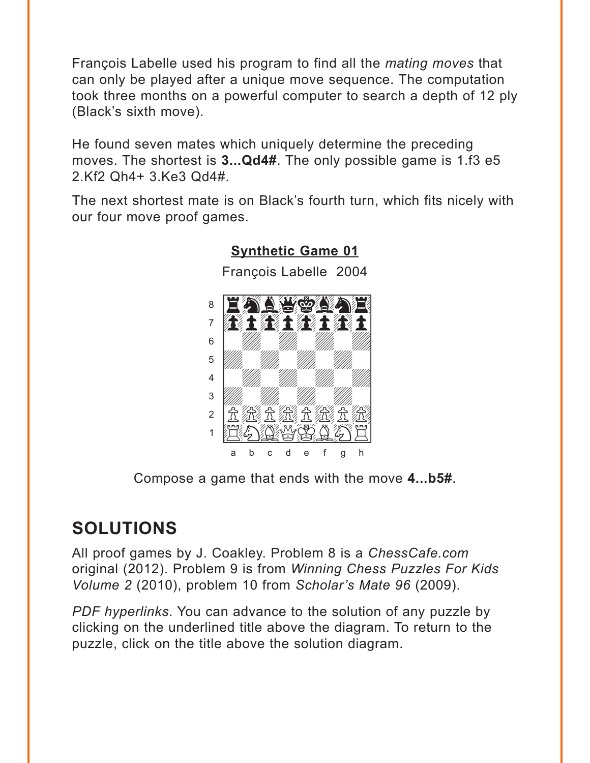François Labelle used his program to find all the *mating moves* that can only be played after a unique move sequence. The computation took three months on a powerful computer to search a depth of 12 ply (Black's sixth move).

He found seven mates which uniquely determine the preceding moves. The shortest is **3...Qd4#**. The only possible game is 1.f3 e5 2.Kf2 Qh4+ 3.Ke3 Qd4#.

The next shortest mate is on Black's fourth turn, which fits nicely with our four move proof games.

**Synthetic Game 01**

François Labelle 2004

Compose a game that ends with the move **4...b5#**.

## SOLUTIONS

All proof games by J. Coakley. Problem 8 is a *ChessCafe.com* original (2012). Problem 9 is from *Winning Chess Puzzles For Kids Volume 2* (2010), problem 10 from *Scholar's Mate 96* (2009).

*PDF hyperlinks*. You can advance to the solution of any puzzle by clicking on the underlined title above the diagram. To return to the puzzle, click on the title above the solution diagram.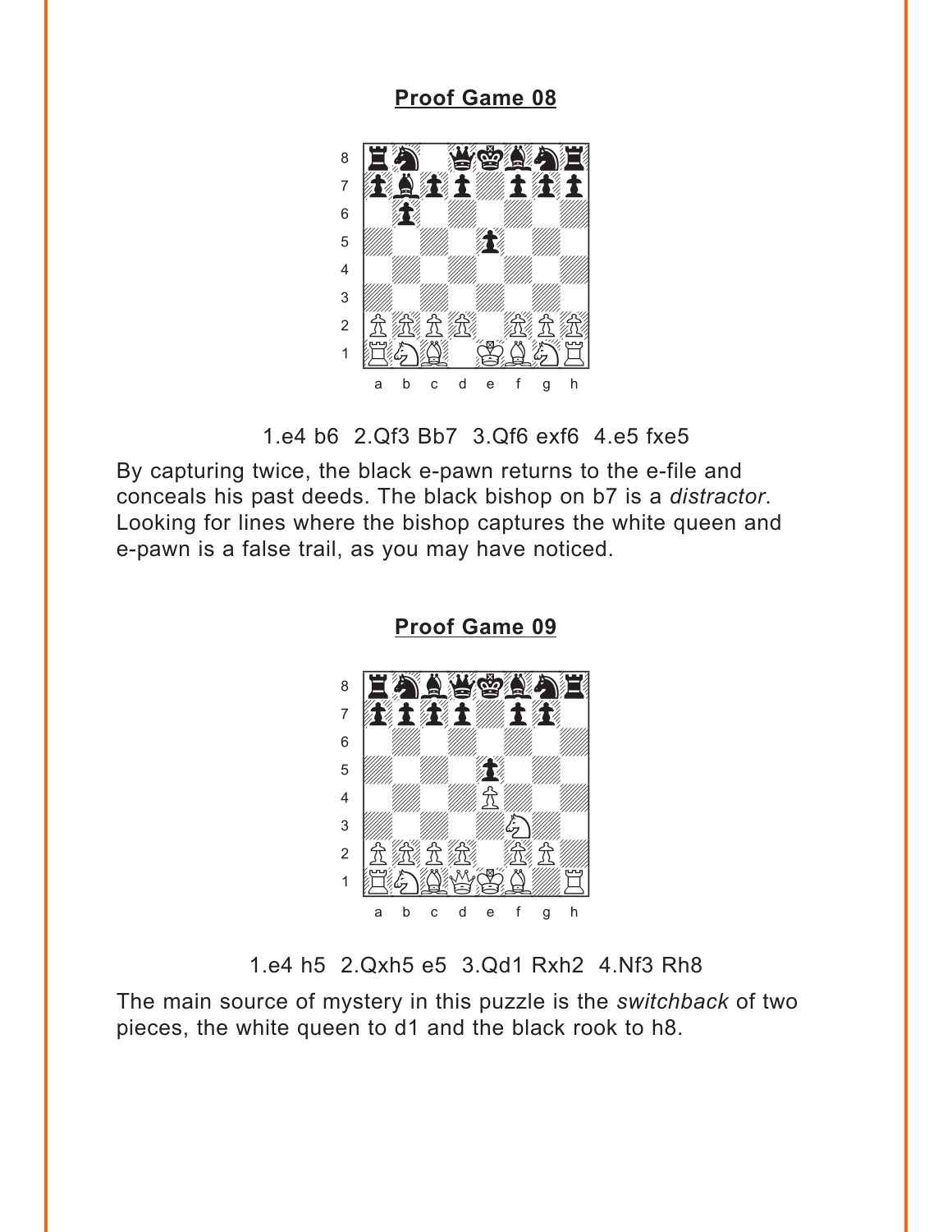## Proof Game 08

1.e4 b6  2.Qf3 Bb7  3.Qf6 exf6  4.e5 fxe5

By capturing twice, the black e-pawn returns to the e-file and conceals his past deeds. The black bishop on b7 is a *distractor*. Looking for lines where the bishop captures the white queen and e-pawn is a false trail, as you may have noticed.

## Proof Game 09

1.e4 h5  2.Qxh5 e5  3.Qd1 Rxh2  4.Nf3 Rh8

The main source of mystery in this puzzle is the *switchback* of two pieces, the white queen to d1 and the black rook to h8.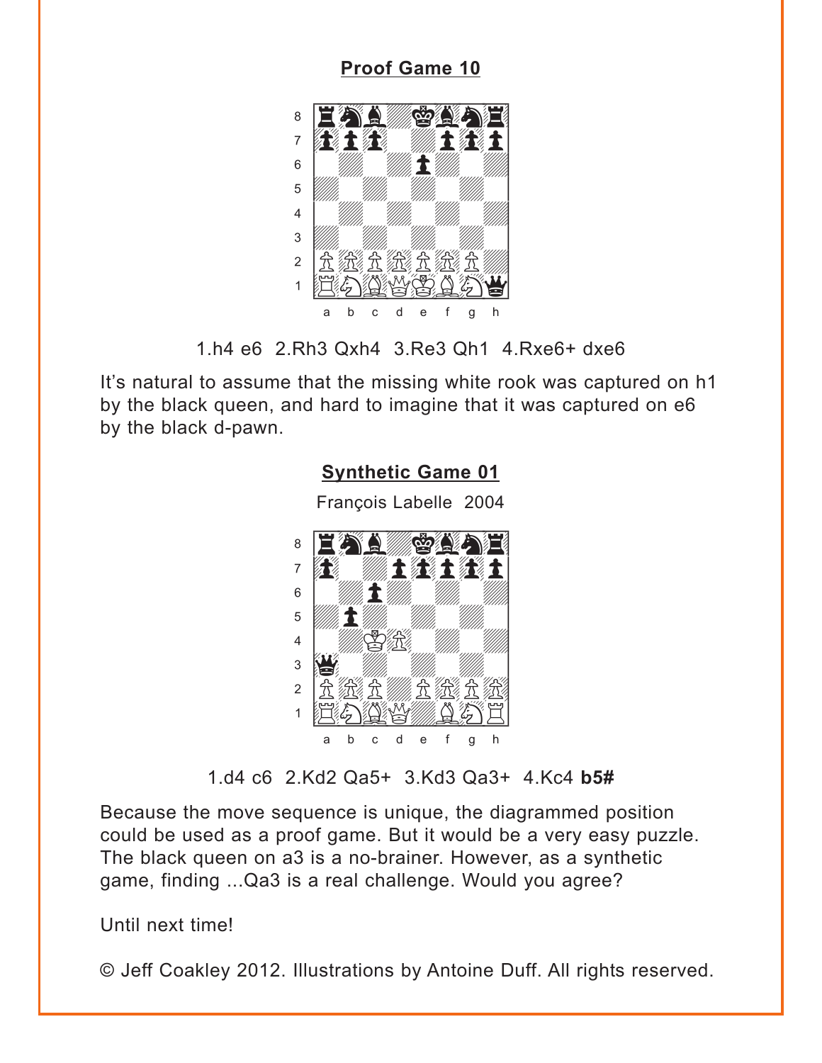## Proof Game 10

1.h4 e6 2.Rh3 Qxh4 3.Re3 Qh1 4.Rxe6+ dxe6

It's natural to assume that the missing white rook was captured on h1 by the black queen, and hard to imagine that it was captured on e6 by the black d-pawn.

## Synthetic Game 01

François Labelle 2004

1.d4 c6 2.Kd2 Qa5+ 3.Kd3 Qa3+ 4.Kc4 **b5#**

Because the move sequence is unique, the diagrammed position could be used as a proof game. But it would be a very easy puzzle. The black queen on a3 is a no-brainer. However, as a synthetic game, finding ...Qa3 is a real challenge. Would you agree?

Until next time!

© Jeff Coakley 2012. Illustrations by Antoine Duff. All rights reserved.